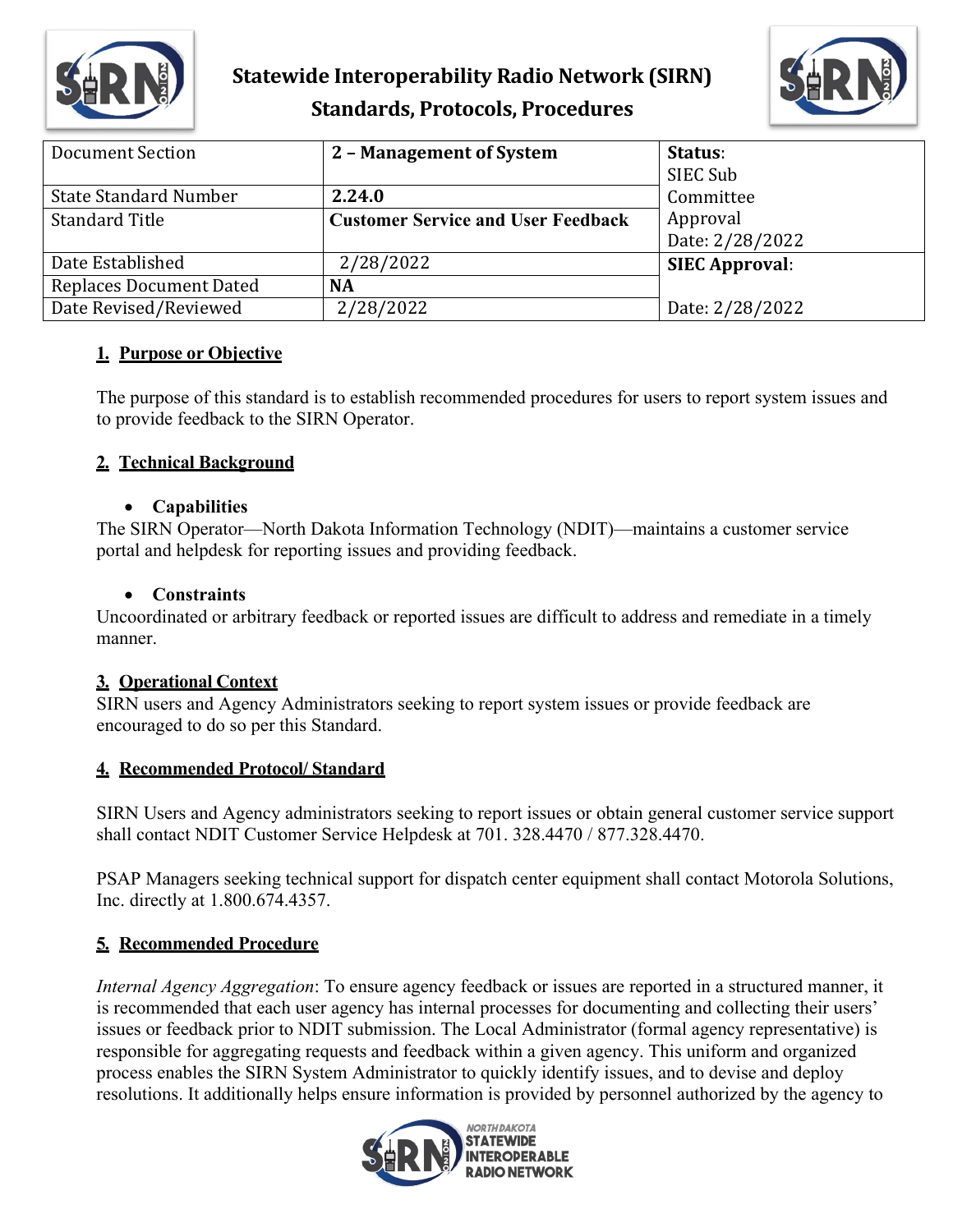# Statewide Interoperability Radio Network (SIRN)
# Standards, Protocols, Procedures

| Document Section | 2 – Management of System | Status: SIEC Sub Committee Approval Date: 2/28/2022 |
|---|---|---|
| State Standard Number | 2.24.0 | |
| Standard Title | Customer Service and User Feedback | |
| Date Established | 2/28/2022 | SIEC Approval: Date: 2/28/2022 |
| Replaces Document Dated | NA | |
| Date Revised/Reviewed | 2/28/2022 | |

## 1. Purpose or Objective

The purpose of this standard is to establish recommended procedures for users to report system issues and to provide feedback to the SIRN Operator.

## 2. Technical Background

- **Capabilities**

The SIRN Operator—North Dakota Information Technology (NDIT)—maintains a customer service portal and helpdesk for reporting issues and providing feedback.

- **Constraints**

Uncoordinated or arbitrary feedback or reported issues are difficult to address and remediate in a timely manner.

## 3. Operational Context

SIRN users and Agency Administrators seeking to report system issues or provide feedback are encouraged to do so per this Standard.

## 4. Recommended Protocol/ Standard

SIRN Users and Agency administrators seeking to report issues or obtain general customer service support shall contact NDIT Customer Service Helpdesk at 701. 328.4470 / 877.328.4470.

PSAP Managers seeking technical support for dispatch center equipment shall contact Motorola Solutions, Inc. directly at 1.800.674.4357.

## 5. Recommended Procedure

*Internal Agency Aggregation*: To ensure agency feedback or issues are reported in a structured manner, it is recommended that each user agency has internal processes for documenting and collecting their users' issues or feedback prior to NDIT submission. The Local Administrator (formal agency representative) is responsible for aggregating requests and feedback within a given agency. This uniform and organized process enables the SIRN System Administrator to quickly identify issues, and to devise and deploy resolutions. It additionally helps ensure information is provided by personnel authorized by the agency to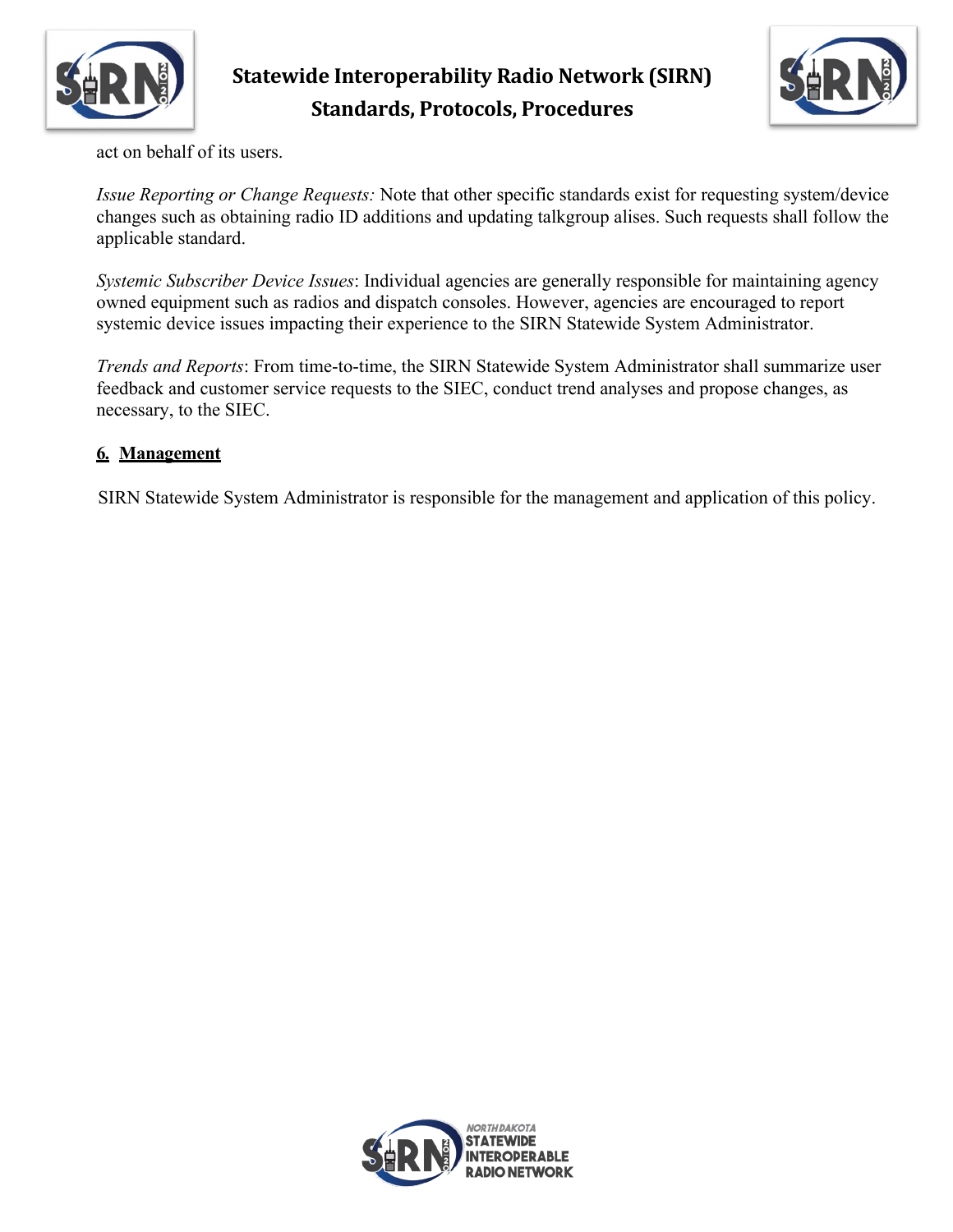act on behalf of its users.

*Issue Reporting or Change Requests:* Note that other specific standards exist for requesting system/device changes such as obtaining radio ID additions and updating talkgroup alises. Such requests shall follow the applicable standard.

*Systemic Subscriber Device Issues*: Individual agencies are generally responsible for maintaining agency owned equipment such as radios and dispatch consoles. However, agencies are encouraged to report systemic device issues impacting their experience to the SIRN Statewide System Administrator.

*Trends and Reports*: From time-to-time, the SIRN Statewide System Administrator shall summarize user feedback and customer service requests to the SIEC, conduct trend analyses and propose changes, as necessary, to the SIEC.

## 6. Management

SIRN Statewide System Administrator is responsible for the management and application of this policy.